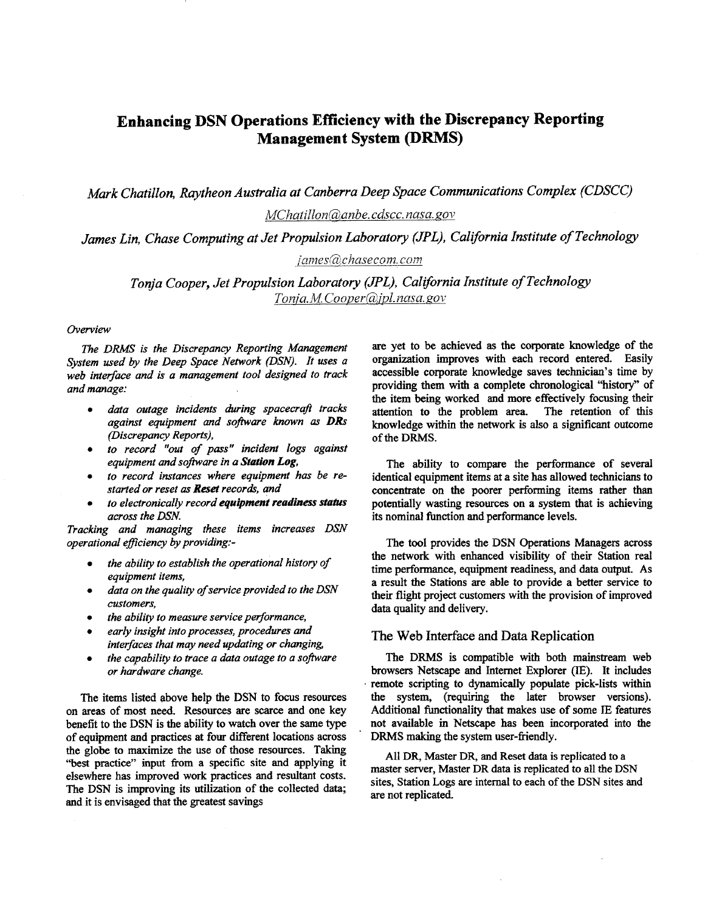# Enhancing DSN Operations Efficiency with the Discrepancy Reporting Management System (DRMS)

*Mark Chatillon, Raytheon Australia at Canberra Deep Space Communications Complex (CDSCC)*

MChatillon@anbe.cdscc.nasa.gov

*James Lin, Chase Computing at Jet Propulsion Laboratory (JPL), California Institute of Technology*

james@chasecom.com

*Tonja Cooper, Jet Propulsion Laboratory (JPL), California Institute of Technology*

Tonja.M.Cooper@jpl.nasa.gov

*Overview*

*The DRMS is the Discrepancy Reporting Management System used by the Deep Space Network (DSN). It uses a web interface and is a management tool designed to track and manage:*

- *data outage incidents during spacecraft tracks against equipment and software known as **DRs** (Discrepancy Reports),*
- *to record "out of pass" incident logs against equipment and software in a **Station Log**,*
- *to record instances where equipment has be re-started or reset as **Reset** records, and*
- *to electronically record **equipment readiness status** across the DSN.*

*Tracking and managing these items increases DSN operational efficiency by providing:-*

- *the ability to establish the operational history of equipment items,*
- *data on the quality of service provided to the DSN customers,*
- *the ability to measure service performance,*
- *early insight into processes, procedures and interfaces that may need updating or changing,*
- *the capability to trace a data outage to a software or hardware change.*

The items listed above help the DSN to focus resources on areas of most need. Resources are scarce and one key benefit to the DSN is the ability to watch over the same type of equipment and practices at four different locations across the globe to maximize the use of those resources. Taking "best practice" input from a specific site and applying it elsewhere has improved work practices and resultant costs. The DSN is improving its utilization of the collected data; and it is envisaged that the greatest savings are yet to be achieved as the corporate knowledge of the organization improves with each record entered. Easily accessible corporate knowledge saves technician's time by providing them with a complete chronological "history" of the item being worked and more effectively focusing their attention to the problem area. The retention of this knowledge within the network is also a significant outcome of the DRMS.

The ability to compare the performance of several identical equipment items at a site has allowed technicians to concentrate on the poorer performing items rather than potentially wasting resources on a system that is achieving its nominal function and performance levels.

The tool provides the DSN Operations Managers across the network with enhanced visibility of their Station real time performance, equipment readiness, and data output. As a result the Stations are able to provide a better service to their flight project customers with the provision of improved data quality and delivery.

## The Web Interface and Data Replication

The DRMS is compatible with both mainstream web browsers Netscape and Internet Explorer (IE). It includes remote scripting to dynamically populate pick-lists within the system, (requiring the later browser versions). Additional functionality that makes use of some IE features not available in Netscape has been incorporated into the DRMS making the system user-friendly.

All DR, Master DR, and Reset data is replicated to a master server, Master DR data is replicated to all the DSN sites, Station Logs are internal to each of the DSN sites and are not replicated.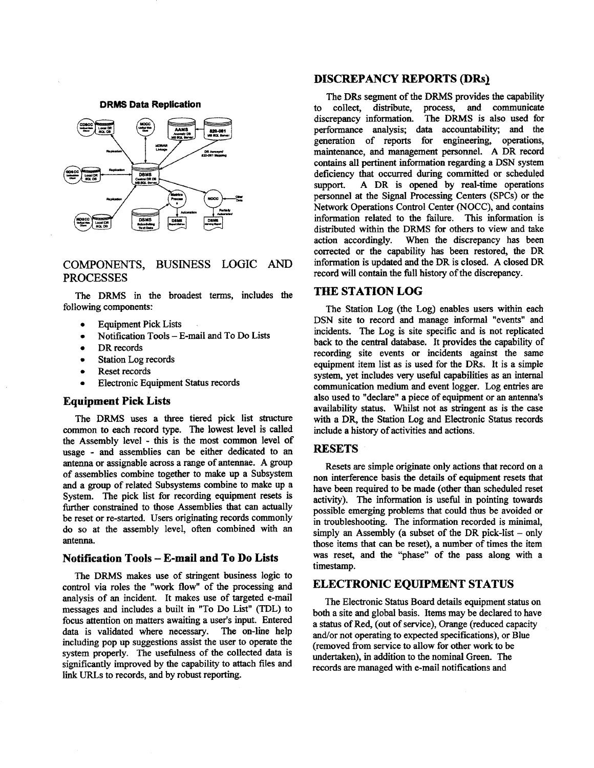**DRMS Data Replication**

## COMPONENTS, BUSINESS LOGIC AND PROCESSES

The DRMS in the broadest terms, includes the following components:

- Equipment Pick Lists
- Notification Tools – E-mail and To Do Lists
- DR records
- Station Log records
- Reset records
- Electronic Equipment Status records

### Equipment Pick Lists

The DRMS uses a three tiered pick list structure common to each record type. The lowest level is called the Assembly level - this is the most common level of usage - and assemblies can be either dedicated to an antenna or assignable across a range of antennae. A group of assemblies combine together to make up a Subsystem and a group of related Subsystems combine to make up a System. The pick list for recording equipment resets is further constrained to those Assemblies that can actually be reset or re-started. Users originating records commonly do so at the assembly level, often combined with an antenna.

### Notification Tools – E-mail and To Do Lists

The DRMS makes use of stringent business logic to control via roles the "work flow" of the processing and analysis of an incident. It makes use of targeted e-mail messages and includes a built in "To Do List" (TDL) to focus attention on matters awaiting a user's input. Entered data is validated where necessary. The on-line help including pop up suggestions assist the user to operate the system properly. The usefulness of the collected data is significantly improved by the capability to attach files and link URLs to records, and by robust reporting.

### DISCREPANCY REPORTS (DRs)

The DRs segment of the DRMS provides the capability to collect, distribute, process, and communicate discrepancy information. The DRMS is also used for performance analysis; data accountability; and the generation of reports for engineering, operations, maintenance, and management personnel. A DR record contains all pertinent information regarding a DSN system deficiency that occurred during committed or scheduled support. A DR is opened by real-time operations personnel at the Signal Processing Centers (SPCs) or the Network Operations Control Center (NOCC), and contains information related to the failure. This information is distributed within the DRMS for others to view and take action accordingly. When the discrepancy has been corrected or the capability has been restored, the DR information is updated and the DR is closed. A closed DR record will contain the full history of the discrepancy.

### THE STATION LOG

The Station Log (the Log) enables users within each DSN site to record and manage informal "events" and incidents. The Log is site specific and is not replicated back to the central database. It provides the capability of recording site events or incidents against the same equipment item list as is used for the DRs. It is a simple system, yet includes very useful capabilities as an internal communication medium and event logger. Log entries are also used to "declare" a piece of equipment or an antenna's availability status. Whilst not as stringent as is the case with a DR, the Station Log and Electronic Status records include a history of activities and actions.

### RESETS

Resets are simple originate only actions that record on a non interference basis the details of equipment resets that have been required to be made (other than scheduled reset activity). The information is useful in pointing towards possible emerging problems that could thus be avoided or in troubleshooting. The information recorded is minimal, simply an Assembly (a subset of the DR pick-list – only those items that can be reset), a number of times the item was reset, and the "phase" of the pass along with a timestamp.

### ELECTRONIC EQUIPMENT STATUS

The Electronic Status Board details equipment status on both a site and global basis. Items may be declared to have a status of Red, (out of service), Orange (reduced capacity and/or not operating to expected specifications), or Blue (removed from service to allow for other work to be undertaken), in addition to the nominal Green. The records are managed with e-mail notifications and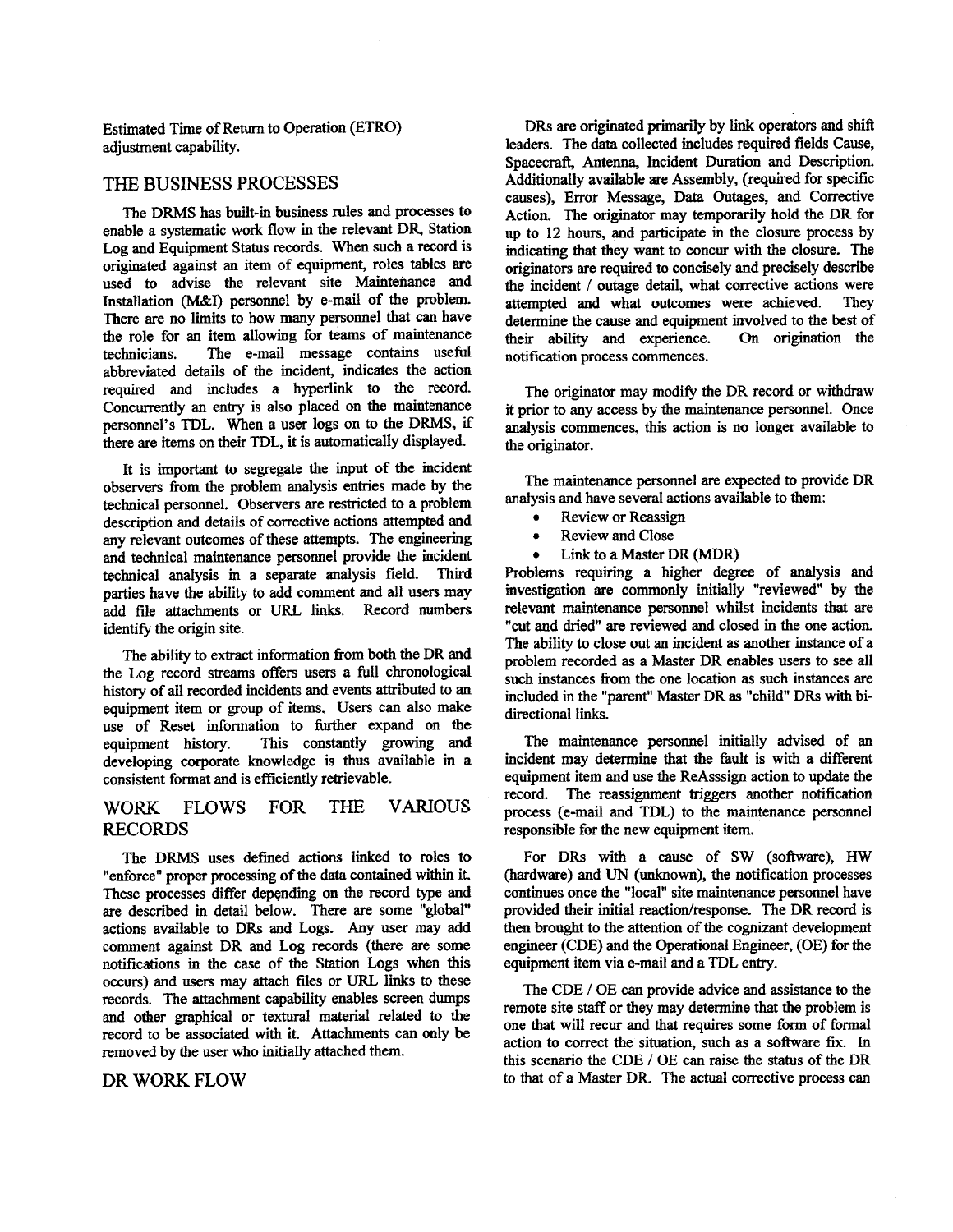Estimated Time of Return to Operation (ETRO) adjustment capability.

## THE BUSINESS PROCESSES

The DRMS has built-in business rules and processes to enable a systematic work flow in the relevant DR, Station Log and Equipment Status records. When such a record is originated against an item of equipment, roles tables are used to advise the relevant site Maintenance and Installation (M&I) personnel by e-mail of the problem. There are no limits to how many personnel that can have the role for an item allowing for teams of maintenance technicians. The e-mail message contains useful abbreviated details of the incident, indicates the action required and includes a hyperlink to the record. Concurrently an entry is also placed on the maintenance personnel's TDL. When a user logs on to the DRMS, if there are items on their TDL, it is automatically displayed.

It is important to segregate the input of the incident observers from the problem analysis entries made by the technical personnel. Observers are restricted to a problem description and details of corrective actions attempted and any relevant outcomes of these attempts. The engineering and technical maintenance personnel provide the incident technical analysis in a separate analysis field. Third parties have the ability to add comment and all users may add file attachments or URL links. Record numbers identify the origin site.

The ability to extract information from both the DR and the Log record streams offers users a full chronological history of all recorded incidents and events attributed to an equipment item or group of items. Users can also make use of Reset information to further expand on the equipment history. This constantly growing and developing corporate knowledge is thus available in a consistent format and is efficiently retrievable.

## WORK FLOWS FOR THE VARIOUS RECORDS

The DRMS uses defined actions linked to roles to "enforce" proper processing of the data contained within it. These processes differ depending on the record type and are described in detail below. There are some "global" actions available to DRs and Logs. Any user may add comment against DR and Log records (there are some notifications in the case of the Station Logs when this occurs) and users may attach files or URL links to these records. The attachment capability enables screen dumps and other graphical or textural material related to the record to be associated with it. Attachments can only be removed by the user who initially attached them.

## DR WORK FLOW

DRs are originated primarily by link operators and shift leaders. The data collected includes required fields Cause, Spacecraft, Antenna, Incident Duration and Description. Additionally available are Assembly, (required for specific causes), Error Message, Data Outages, and Corrective Action. The originator may temporarily hold the DR for up to 12 hours, and participate in the closure process by indicating that they want to concur with the closure. The originators are required to concisely and precisely describe the incident / outage detail, what corrective actions were attempted and what outcomes were achieved. They determine the cause and equipment involved to the best of their ability and experience. On origination the notification process commences.

The originator may modify the DR record or withdraw it prior to any access by the maintenance personnel. Once analysis commences, this action is no longer available to the originator.

The maintenance personnel are expected to provide DR analysis and have several actions available to them:

- Review or Reassign
- Review and Close
- Link to a Master DR (MDR)

Problems requiring a higher degree of analysis and investigation are commonly initially "reviewed" by the relevant maintenance personnel whilst incidents that are "cut and dried" are reviewed and closed in the one action. The ability to close out an incident as another instance of a problem recorded as a Master DR enables users to see all such instances from the one location as such instances are included in the "parent" Master DR as "child" DRs with bi-directional links.

The maintenance personnel initially advised of an incident may determine that the fault is with a different equipment item and use the ReAsssign action to update the record. The reassignment triggers another notification process (e-mail and TDL) to the maintenance personnel responsible for the new equipment item.

For DRs with a cause of SW (software), HW (hardware) and UN (unknown), the notification processes continues once the "local" site maintenance personnel have provided their initial reaction/response. The DR record is then brought to the attention of the cognizant development engineer (CDE) and the Operational Engineer, (OE) for the equipment item via e-mail and a TDL entry.

The CDE / OE can provide advice and assistance to the remote site staff or they may determine that the problem is one that will recur and that requires some form of formal action to correct the situation, such as a software fix. In this scenario the CDE / OE can raise the status of the DR to that of a Master DR. The actual corrective process can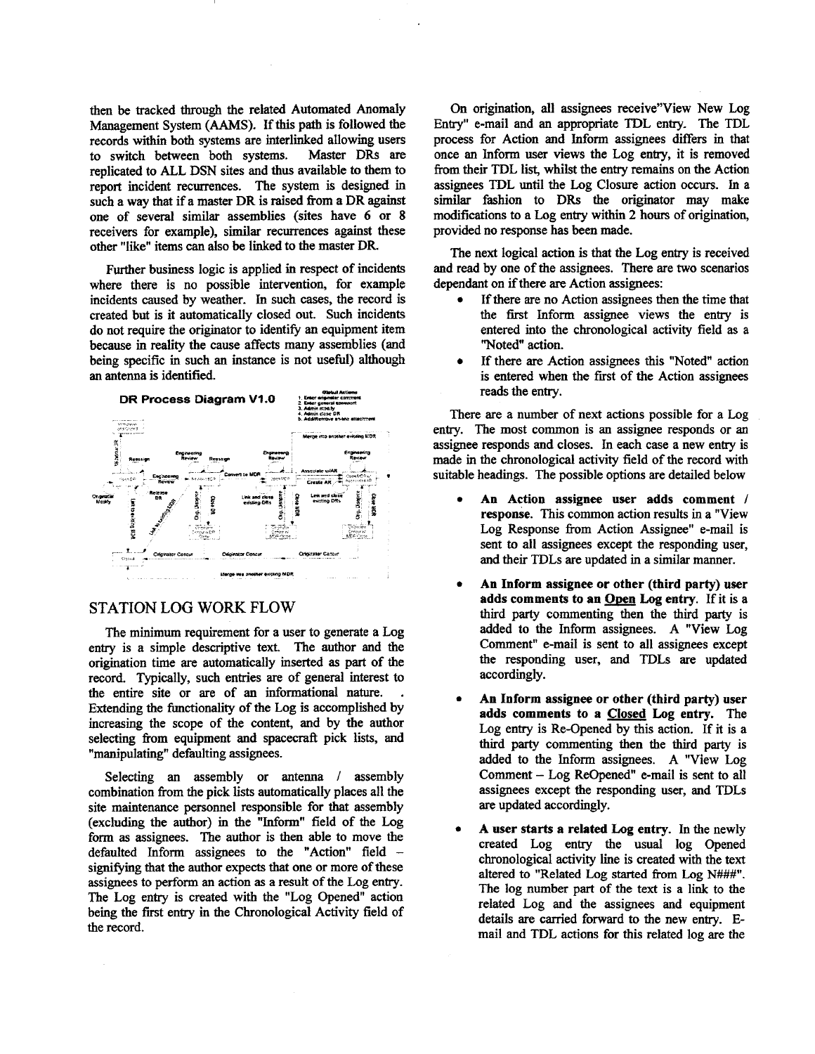then be tracked through the related Automated Anomaly Management System (AAMS). If this path is followed the records within both systems are interlinked allowing users to switch between both systems. Master DRs are replicated to ALL DSN sites and thus available to them to report incident recurrences. The system is designed in such a way that if a master DR is raised from a DR against one of several similar assemblies (sites have 6 or 8 receivers for example), similar recurrences against these other "like" items can also be linked to the master DR.

Further business logic is applied in respect of incidents where there is no possible intervention, for example incidents caused by weather. In such cases, the record is created but is it automatically closed out. Such incidents do not require the originator to identify an equipment item because in reality the cause affects many assemblies (and being specific in such an instance is not useful) although an antenna is identified.

DR Process Diagram V1.0

Global Actions
1. Enter originator comment
2. Enter general comment
3. Admin modify
4. Admin close DR
5. Add/Remove online attachment

Merge into another existing MDR
Engineering Review
Reassign
Convert to MDR
Associate w/AR
Create AR
Link and close existing DRs
Originator Concur

## STATION LOG WORK FLOW

The minimum requirement for a user to generate a Log entry is a simple descriptive text. The author and the origination time are automatically inserted as part of the record. Typically, such entries are of general interest to the entire site or are of an informational nature. Extending the functionality of the Log is accomplished by increasing the scope of the content, and by the author selecting from equipment and spacecraft pick lists, and "manipulating" defaulting assignees.

Selecting an assembly or antenna / assembly combination from the pick lists automatically places all the site maintenance personnel responsible for that assembly (excluding the author) in the "Inform" field of the Log form as assignees. The author is then able to move the defaulted Inform assignees to the "Action" field – signifying that the author expects that one or more of these assignees to perform an action as a result of the Log entry. The Log entry is created with the "Log Opened" action being the first entry in the Chronological Activity field of the record.

On origination, all assignees receive"View New Log Entry" e-mail and an appropriate TDL entry. The TDL process for Action and Inform assignees differs in that once an Inform user views the Log entry, it is removed from their TDL list, whilst the entry remains on the Action assignees TDL until the Log Closure action occurs. In a similar fashion to DRs the originator may make modifications to a Log entry within 2 hours of origination, provided no response has been made.

The next logical action is that the Log entry is received and read by one of the assignees. There are two scenarios dependant on if there are Action assignees:

- If there are no Action assignees then the time that the first Inform assignee views the entry is entered into the chronological activity field as a "Noted" action.
- If there are Action assignees this "Noted" action is entered when the first of the Action assignees reads the entry.

There are a number of next actions possible for a Log entry. The most common is an assignee responds or an assignee responds and closes. In each case a new entry is made in the chronological activity field of the record with suitable headings. The possible options are detailed below

- **An Action assignee user adds comment / response.** This common action results in a "View Log Response from Action Assignee" e-mail is sent to all assignees except the responding user, and their TDLs are updated in a similar manner.

- **An Inform assignee or other (third party) user adds comments to an Open Log entry.** If it is a third party commenting then the third party is added to the Inform assignees. A "View Log Comment" e-mail is sent to all assignees except the responding user, and TDLs are updated accordingly.

- **An Inform assignee or other (third party) user adds comments to a Closed Log entry.** The Log entry is Re-Opened by this action. If it is a third party commenting then the third party is added to the Inform assignees. A "View Log Comment – Log ReOpened" e-mail is sent to all assignees except the responding user, and TDLs are updated accordingly.

- **A user starts a related Log entry.** In the newly created Log entry the usual log Opened chronological activity line is created with the text altered to "Related Log started from Log N###". The log number part of the text is a link to the related Log and the assignees and equipment details are carried forward to the new entry. E-mail and TDL actions for this related log are the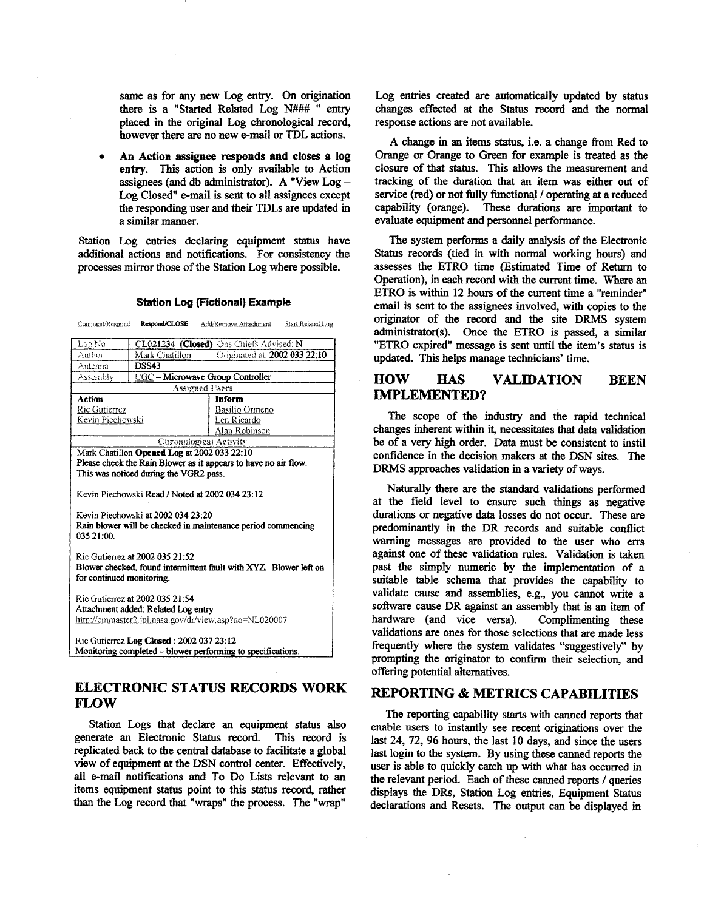same as for any new Log entry. On origination there is a "Started Related Log N### " entry placed in the original Log chronological record, however there are no new e-mail or TDL actions.

- **An Action assignee responds and closes a log entry.** This action is only available to Action assignees (and db administrator). A "View Log – Log Closed" e-mail is sent to all assignees except the responding user and their TDLs are updated in a similar manner.

Station Log entries declaring equipment status have additional actions and notifications. For consistency the processes mirror those of the Station Log where possible.

**Station Log (Fictional) Example**

Comment/Respond **Respond/CLOSE** Add/Remove Attachment Start Related Log

| Log No | CL021234 **(Closed)** Ops Chiefs Advised: **N** | |
|---|---|---|
| Author | Mark Chatillon Originated at: **2002 033 22:10** | |
| Antenna | **DSS43** | |
| Assembly | UGC – **Microwave Group Controller** | |
| Assigned Users | | |
| **Action** | | **Inform** |
| Ric Gutierrez<br>Kevin Piechowski | | Basilio Ormeno<br>Len Ricardo<br>Alan Robinson |
| Chronological Activity | | |

Mark Chatillon **Opened Log** at 2002 033 22:10
Please check the Rain Blower as it appears to have no air flow. This was noticed during the VGR2 pass.

Kevin Piechowski **Read / Noted** at 2002 034 23:12

Kevin Piechowski at 2002 034 23:20
Rain blower will be checked in maintenance period commencing 035 21:00.

Ric Gutierrez at 2002 035 21:52
Blower checked, found intermittent fault with XYZ. Blower left on for continued monitoring.

Ric Gutierrez at 2002 035 21:54
Attachment added: Related Log entry
http://cmmaster2.jpl.nasa.gov/dr/view.asp?no=NL020007

Ric Gutierrez **Log Closed** : 2002 037 23:12
Monitoring completed – blower performing to specifications.

## ELECTRONIC STATUS RECORDS WORK FLOW

Station Logs that declare an equipment status also generate an Electronic Status record. This record is replicated back to the central database to facilitate a global view of equipment at the DSN control center. Effectively, all e-mail notifications and To Do Lists relevant to an items equipment status point to this status record, rather than the Log record that "wraps" the process. The "wrap" Log entries created are automatically updated by status changes effected at the Status record and the normal response actions are not available.

A change in an items status, i.e. a change from Red to Orange or Orange to Green for example is treated as the closure of that status. This allows the measurement and tracking of the duration that an item was either out of service (red) or not fully functional / operating at a reduced capability (orange). These durations are important to evaluate equipment and personnel performance.

The system performs a daily analysis of the Electronic Status records (tied in with normal working hours) and assesses the ETRO time (Estimated Time of Return to Operation), in each record with the current time. Where an ETRO is within 12 hours of the current time a "reminder" email is sent to the assignees involved, with copies to the originator of the record and the site DRMS system administrator(s). Once the ETRO is passed, a similar "ETRO expired" message is sent until the item's status is updated. This helps manage technicians' time.

## HOW HAS VALIDATION BEEN IMPLEMENTED?

The scope of the industry and the rapid technical changes inherent within it, necessitates that data validation be of a very high order. Data must be consistent to instil confidence in the decision makers at the DSN sites. The DRMS approaches validation in a variety of ways.

Naturally there are the standard validations performed at the field level to ensure such things as negative durations or negative data losses do not occur. These are predominantly in the DR records and suitable conflict warning messages are provided to the user who errs against one of these validation rules. Validation is taken past the simply numeric by the implementation of a suitable table schema that provides the capability to validate cause and assemblies, e.g., you cannot write a software cause DR against an assembly that is an item of hardware (and vice versa). Complimenting these validations are ones for those selections that are made less frequently where the system validates "suggestively" by prompting the originator to confirm their selection, and offering potential alternatives.

## REPORTING & METRICS CAPABILITIES

The reporting capability starts with canned reports that enable users to instantly see recent originations over the last 24, 72, 96 hours, the last 10 days, and since the users last login to the system. By using these canned reports the user is able to quickly catch up with what has occurred in the relevant period. Each of these canned reports / queries displays the DRs, Station Log entries, Equipment Status declarations and Resets. The output can be displayed in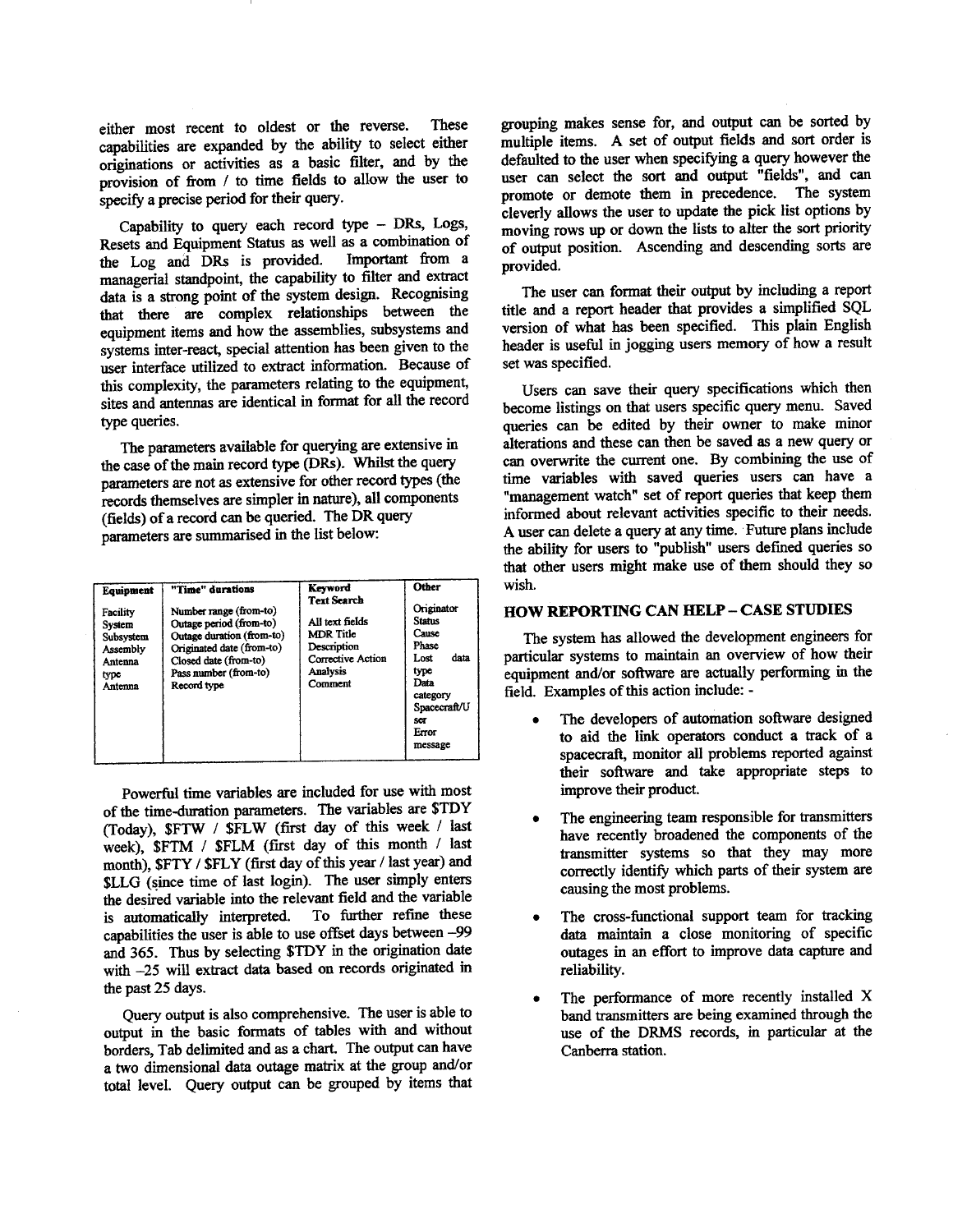either most recent to oldest or the reverse. These capabilities are expanded by the ability to select either originations or activities as a basic filter, and by the provision of from / to time fields to allow the user to specify a precise period for their query.

Capability to query each record type – DRs, Logs, Resets and Equipment Status as well as a combination of the Log and DRs is provided. Important from a managerial standpoint, the capability to filter and extract data is a strong point of the system design. Recognising that there are complex relationships between the equipment items and how the assemblies, subsystems and systems inter-react, special attention has been given to the user interface utilized to extract information. Because of this complexity, the parameters relating to the equipment, sites and antennas are identical in format for all the record type queries.

The parameters available for querying are extensive in the case of the main record type (DRs). Whilst the query parameters are not as extensive for other record types (the records themselves are simpler in nature), all components (fields) of a record can be queried. The DR query parameters are summarised in the list below:

| Equipment | "Time" durations | Keyword Text Search | Other |
|---|---|---|---|
| Facility<br>System<br>Subsystem<br>Assembly<br>Antenna type<br>Antenna | Number range (from-to)<br>Outage period (from-to)<br>Outage duration (from-to)<br>Originated date (from-to)<br>Closed date (from-to)<br>Pass number (from-to)<br>Record type | All text fields<br>MDR Title<br>Description<br>Corrective Action<br>Analysis<br>Comment | Originator<br>Status<br>Cause<br>Phase<br>Lost data type<br>Data category<br>Spacecraft/User<br>Error message |

Powerful time variables are included for use with most of the time-duration parameters. The variables are $TDY (Today), $FTW / $FLW (first day of this week / last week), $FTM / $FLM (first day of this month / last month), $FTY / $FLY (first day of this year / last year) and $LLG (since time of last login). The user simply enters the desired variable into the relevant field and the variable is automatically interpreted. To further refine these capabilities the user is able to use offset days between –99 and 365. Thus by selecting $TDY in the origination date with –25 will extract data based on records originated in the past 25 days.

Query output is also comprehensive. The user is able to output in the basic formats of tables with and without borders, Tab delimited and as a chart. The output can have a two dimensional data outage matrix at the group and/or total level. Query output can be grouped by items that grouping makes sense for, and output can be sorted by multiple items. A set of output fields and sort order is defaulted to the user when specifying a query however the user can select the sort and output "fields", and can promote or demote them in precedence. The system cleverly allows the user to update the pick list options by moving rows up or down the lists to alter the sort priority of output position. Ascending and descending sorts are provided.

The user can format their output by including a report title and a report header that provides a simplified SQL version of what has been specified. This plain English header is useful in jogging users memory of how a result set was specified.

Users can save their query specifications which then become listings on that users specific query menu. Saved queries can be edited by their owner to make minor alterations and these can then be saved as a new query or can overwrite the current one. By combining the use of time variables with saved queries users can have a "management watch" set of report queries that keep them informed about relevant activities specific to their needs. A user can delete a query at any time. Future plans include the ability for users to "publish" users defined queries so that other users might make use of them should they so wish.

## HOW REPORTING CAN HELP – CASE STUDIES

The system has allowed the development engineers for particular systems to maintain an overview of how their equipment and/or software are actually performing in the field. Examples of this action include: -

- The developers of automation software designed to aid the link operators conduct a track of a spacecraft, monitor all problems reported against their software and take appropriate steps to improve their product.
- The engineering team responsible for transmitters have recently broadened the components of the transmitter systems so that they may more correctly identify which parts of their system are causing the most problems.
- The cross-functional support team for tracking data maintain a close monitoring of specific outages in an effort to improve data capture and reliability.
- The performance of more recently installed X band transmitters are being examined through the use of the DRMS records, in particular at the Canberra station.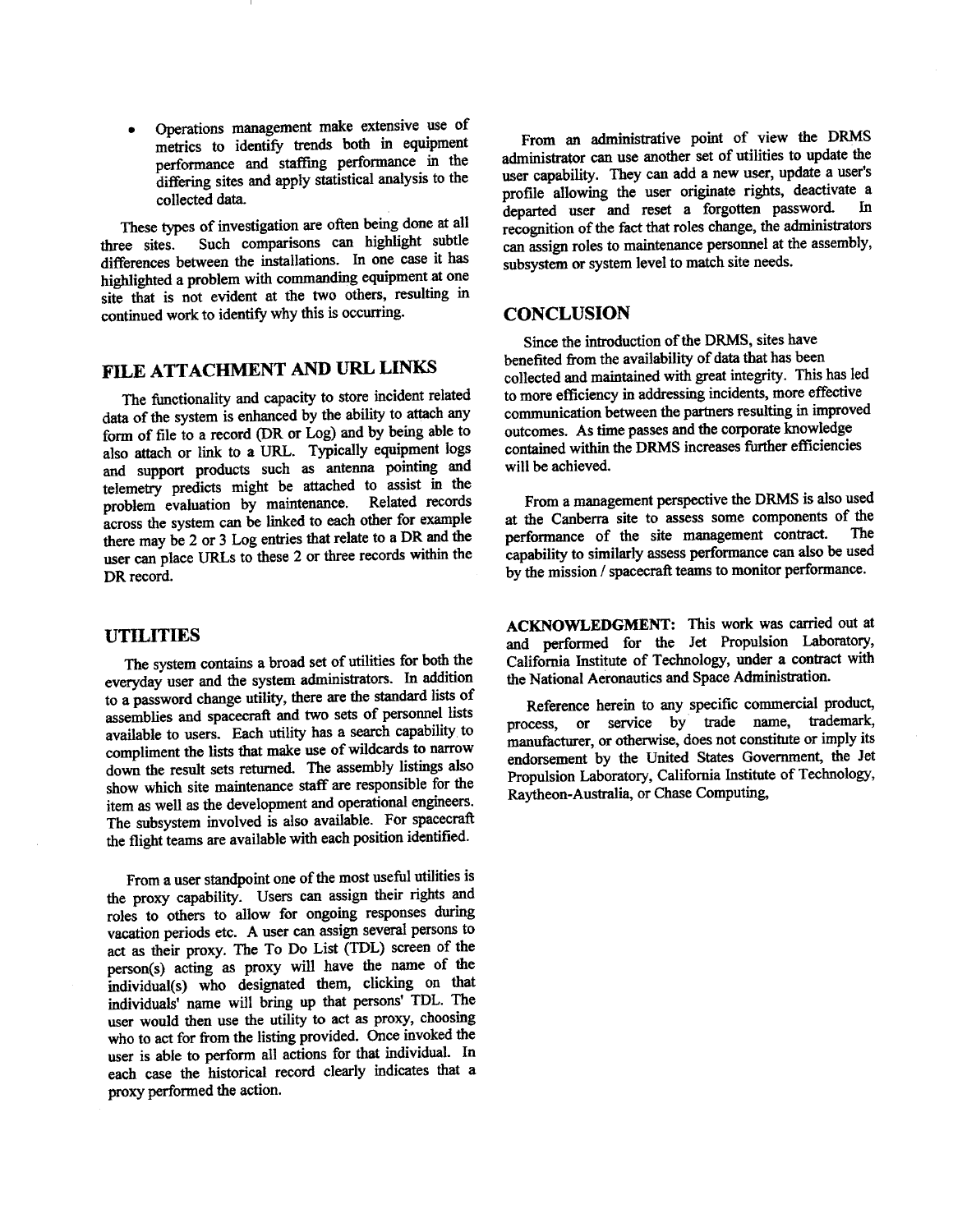- Operations management make extensive use of metrics to identify trends both in equipment performance and staffing performance in the differing sites and apply statistical analysis to the collected data.

These types of investigation are often being done at all three sites. Such comparisons can highlight subtle differences between the installations. In one case it has highlighted a problem with commanding equipment at one site that is not evident at the two others, resulting in continued work to identify why this is occurring.

## FILE ATTACHMENT AND URL LINKS

The functionality and capacity to store incident related data of the system is enhanced by the ability to attach any form of file to a record (DR or Log) and by being able to also attach or link to a URL. Typically equipment logs and support products such as antenna pointing and telemetry predicts might be attached to assist in the problem evaluation by maintenance. Related records across the system can be linked to each other for example there may be 2 or 3 Log entries that relate to a DR and the user can place URLs to these 2 or three records within the DR record.

## UTILITIES

The system contains a broad set of utilities for both the everyday user and the system administrators. In addition to a password change utility, there are the standard lists of assemblies and spacecraft and two sets of personnel lists available to users. Each utility has a search capability to compliment the lists that make use of wildcards to narrow down the result sets returned. The assembly listings also show which site maintenance staff are responsible for the item as well as the development and operational engineers. The subsystem involved is also available. For spacecraft the flight teams are available with each position identified.

From a user standpoint one of the most useful utilities is the proxy capability. Users can assign their rights and roles to others to allow for ongoing responses during vacation periods etc. A user can assign several persons to act as their proxy. The To Do List (TDL) screen of the person(s) acting as proxy will have the name of the individual(s) who designated them, clicking on that individuals' name will bring up that persons' TDL. The user would then use the utility to act as proxy, choosing who to act for from the listing provided. Once invoked the user is able to perform all actions for that individual. In each case the historical record clearly indicates that a proxy performed the action.

From an administrative point of view the DRMS administrator can use another set of utilities to update the user capability. They can add a new user, update a user's profile allowing the user originate rights, deactivate a departed user and reset a forgotten password. In recognition of the fact that roles change, the administrators can assign roles to maintenance personnel at the assembly, subsystem or system level to match site needs.

## CONCLUSION

Since the introduction of the DRMS, sites have benefited from the availability of data that has been collected and maintained with great integrity. This has led to more efficiency in addressing incidents, more effective communication between the partners resulting in improved outcomes. As time passes and the corporate knowledge contained within the DRMS increases further efficiencies will be achieved.

From a management perspective the DRMS is also used at the Canberra site to assess some components of the performance of the site management contract. The capability to similarly assess performance can also be used by the mission / spacecraft teams to monitor performance.

**ACKNOWLEDGMENT:** This work was carried out at and performed for the Jet Propulsion Laboratory, California Institute of Technology, under a contract with the National Aeronautics and Space Administration.

Reference herein to any specific commercial product, process, or service by trade name, trademark, manufacturer, or otherwise, does not constitute or imply its endorsement by the United States Government, the Jet Propulsion Laboratory, California Institute of Technology, Raytheon-Australia, or Chase Computing,